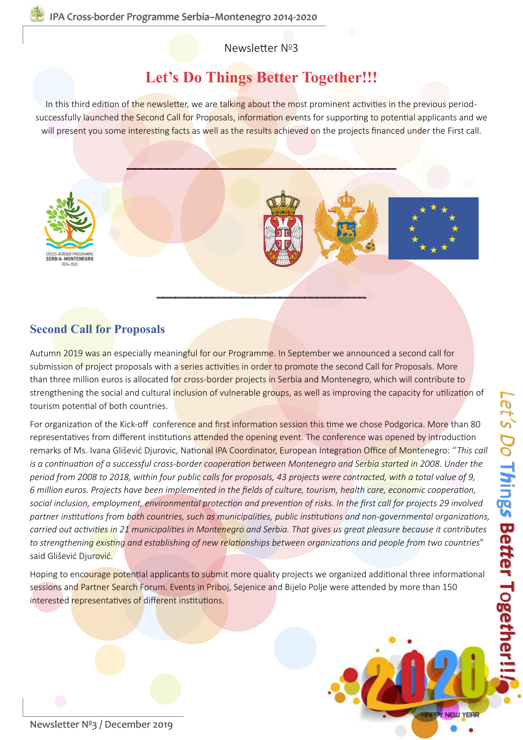Newsletter №3

# Let's Do Things Better Together!!!

In this third edition of the newsletter, we are talking about the most prominent activities in the previous period-successfully launched the Second Call for Proposals, information events for supporting to potential applicants and we will present you some interesting facts as well as the results achieved on the projects financed under the First call.

## Second Call for Proposals

Autumn 2019 was an especially meaningful for our Programme. In September we announced a second call for submission of project proposals with a series activities in order to promote the second Call for Proposals. More than three million euros is allocated for cross-border projects in Serbia and Montenegro, which will contribute to strengthening the social and cultural inclusion of vulnerable groups, as well as improving the capacity for utilization of tourism potential of both countries.

For organization of the Kick-off conference and first information session this time we chose Podgorica. More than 80 representatives from different institutions attended the opening event. The conference was opened by introduction remarks of Ms. Ivana Glišević Djurovic, National IPA Coordinator, European Integration Office of Montenegro: ''*This call is a continuation of a successful cross-border cooperation between Montenegro and Serbia started in 2008. Under the period from 2008 to 2018, within four public calls for proposals, 43 projects were contracted, with a total value of 9, 6 million euros. Projects have been implemented in the fields of culture, tourism, health care, economic cooperation, social inclusion, employment, environmental protection and prevention of risks. In the first call for projects 29 involved partner institutions from both countries, such as municipalities, public institutions and non-governmental organizations, carried out activities in 21 municipalities in Montenegro and Serbia. That gives us great pleasure because it contributes to strengthening existing and establishing of new relationships between organizations and people from two countries*" said Glišević Djurović.

Hoping to encourage potential applicants to submit more quality projects we organized additional three informational sessions and Partner Search Forum. Events in Priboj, Sejenice and Bijelo Polje were attended by more than 150 interested representatives of different institutions.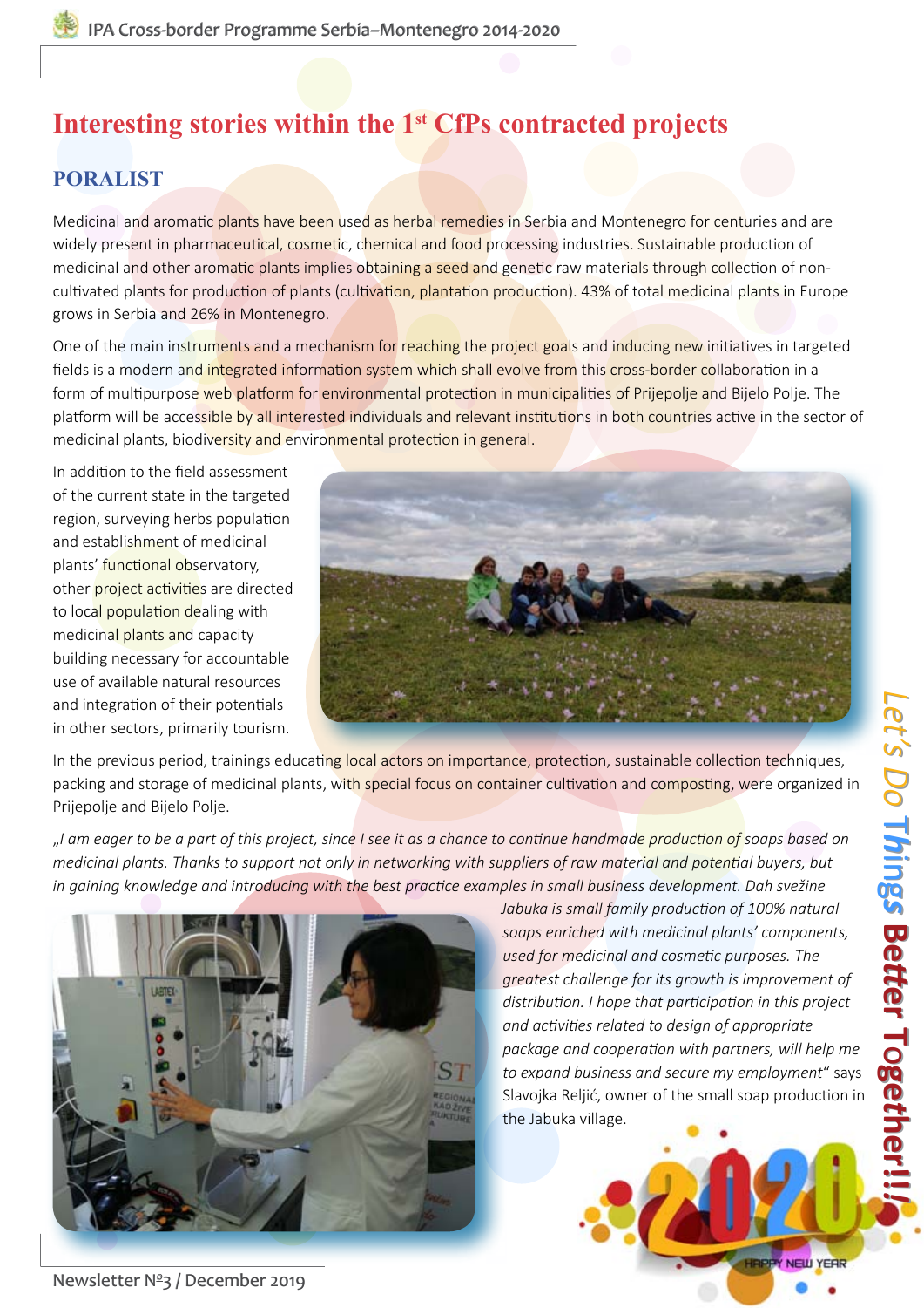# Interesting stories within the 1st CfPs contracted projects

## PORALIST

Medicinal and aromatic plants have been used as herbal remedies in Serbia and Montenegro for centuries and are widely present in pharmaceutical, cosmetic, chemical and food processing industries. Sustainable production of medicinal and other aromatic plants implies obtaining a seed and genetic raw materials through collection of non-cultivated plants for production of plants (cultivation, plantation production). 43% of total medicinal plants in Europe grows in Serbia and 26% in Montenegro.

One of the main instruments and a mechanism for reaching the project goals and inducing new initiatives in targeted fields is a modern and integrated information system which shall evolve from this cross-border collaboration in a form of multipurpose web platform for environmental protection in municipalities of Prijepolje and Bijelo Polje. The platform will be accessible by all interested individuals and relevant institutions in both countries active in the sector of medicinal plants, biodiversity and environmental protection in general.

In addition to the field assessment of the current state in the targeted region, surveying herbs population and establishment of medicinal plants' functional observatory, other project activities are directed to local population dealing with medicinal plants and capacity building necessary for accountable use of available natural resources and integration of their potentials in other sectors, primarily tourism.

In the previous period, trainings educating local actors on importance, protection, sustainable collection techniques, packing and storage of medicinal plants, with special focus on container cultivation and composting, were organized in Prijepolje and Bijelo Polje.

*„I am eager to be a part of this project, since I see it as a chance to continue handmade production of soaps based on medicinal plants. Thanks to support not only in networking with suppliers of raw material and potential buyers, but in gaining knowledge and introducing with the best practice examples in small business development. Dah svežine Jabuka is small family production of 100% natural soaps enriched with medicinal plants' components, used for medicinal and cosmetic purposes. The greatest challenge for its growth is improvement of distribution. I hope that participation in this project and activities related to design of appropriate package and cooperation with partners, will help me to expand business and secure my employment"* says Slavojka Reljić, owner of the small soap production in the Jabuka village.

Let's Do Things Better Together!!!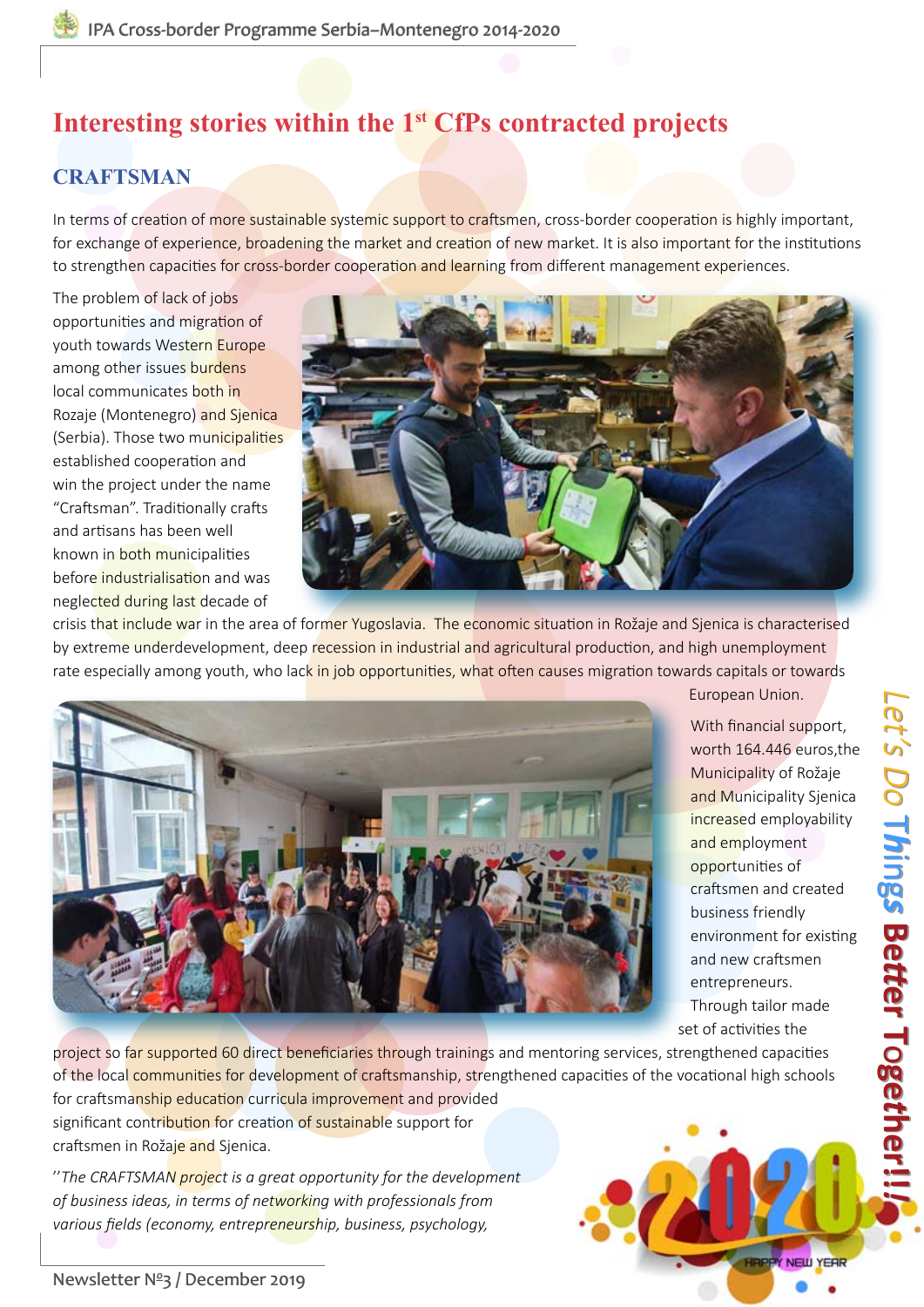# Interesting stories within the 1st CfPs contracted projects

## CRAFTSMAN

In terms of creation of more sustainable systemic support to craftsmen, cross-border cooperation is highly important, for exchange of experience, broadening the market and creation of new market. It is also important for the institutions to strengthen capacities for cross-border cooperation and learning from different management experiences.

The problem of lack of jobs opportunities and migration of youth towards Western Europe among other issues burdens local communicates both in Rozaje (Montenegro) and Sjenica (Serbia). Those two municipalities established cooperation and win the project under the name "Craftsman". Traditionally crafts and artisans has been well known in both municipalities before industrialisation and was neglected during last decade of crisis that include war in the area of former Yugoslavia. The economic situation in Rožaje and Sjenica is characterised by extreme underdevelopment, deep recession in industrial and agricultural production, and high unemployment rate especially among youth, who lack in job opportunities, what often causes migration towards capitals or towards European Union.

With financial support, worth 164.446 euros,the Municipality of Rožaje and Municipality Sjenica increased employability and employment opportunities of craftsmen and created business friendly environment for existing and new craftsmen entrepreneurs. Through tailor made set of activities the project so far supported 60 direct beneficiaries through trainings and mentoring services, strengthened capacities of the local communities for development of craftsmanship, strengthened capacities of the vocational high schools for craftsmanship education curricula improvement and provided significant contribution for creation of sustainable support for craftsmen in Rožaje and Sjenica.

*''The CRAFTSMAN project is a great opportunity for the development of business ideas, in terms of networking with professionals from various fields (economy, entrepreneurship, business, psychology,*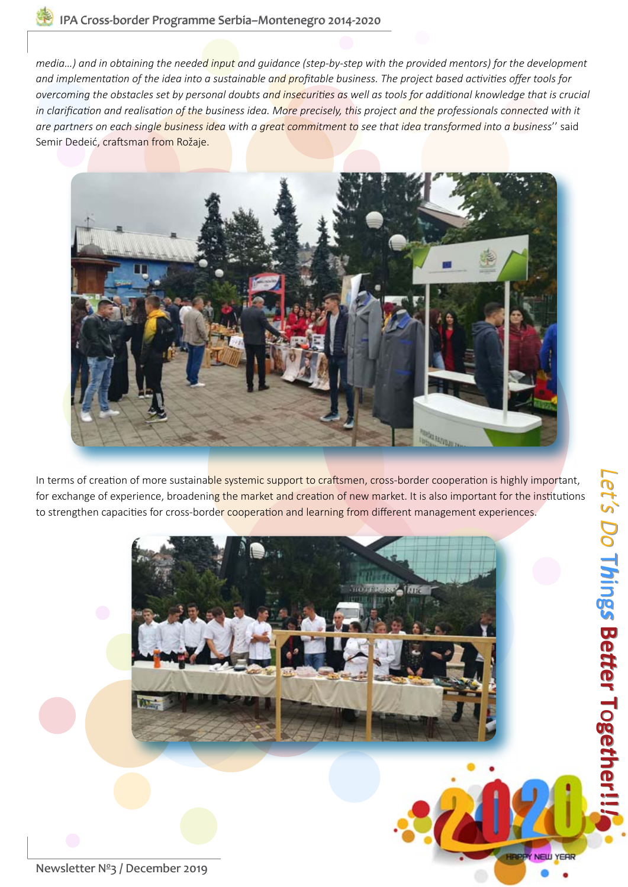*media...) and in obtaining the needed input and guidance (step-by-step with the provided mentors) for the development and implementation of the idea into a sustainable and profitable business. The project based activities offer tools for overcoming the obstacles set by personal doubts and insecurities as well as tools for additional knowledge that is crucial in clarification and realisation of the business idea. More precisely, this project and the professionals connected with it are partners on each single business idea with a great commitment to see that idea transformed into a business*'' said Semir Dedeić, craftsman from Rožaje.

In terms of creation of more sustainable systemic support to craftsmen, cross-border cooperation is highly important, for exchange of experience, broadening the market and creation of new market. It is also important for the institutions to strengthen capacities for cross-border cooperation and learning from different management experiences.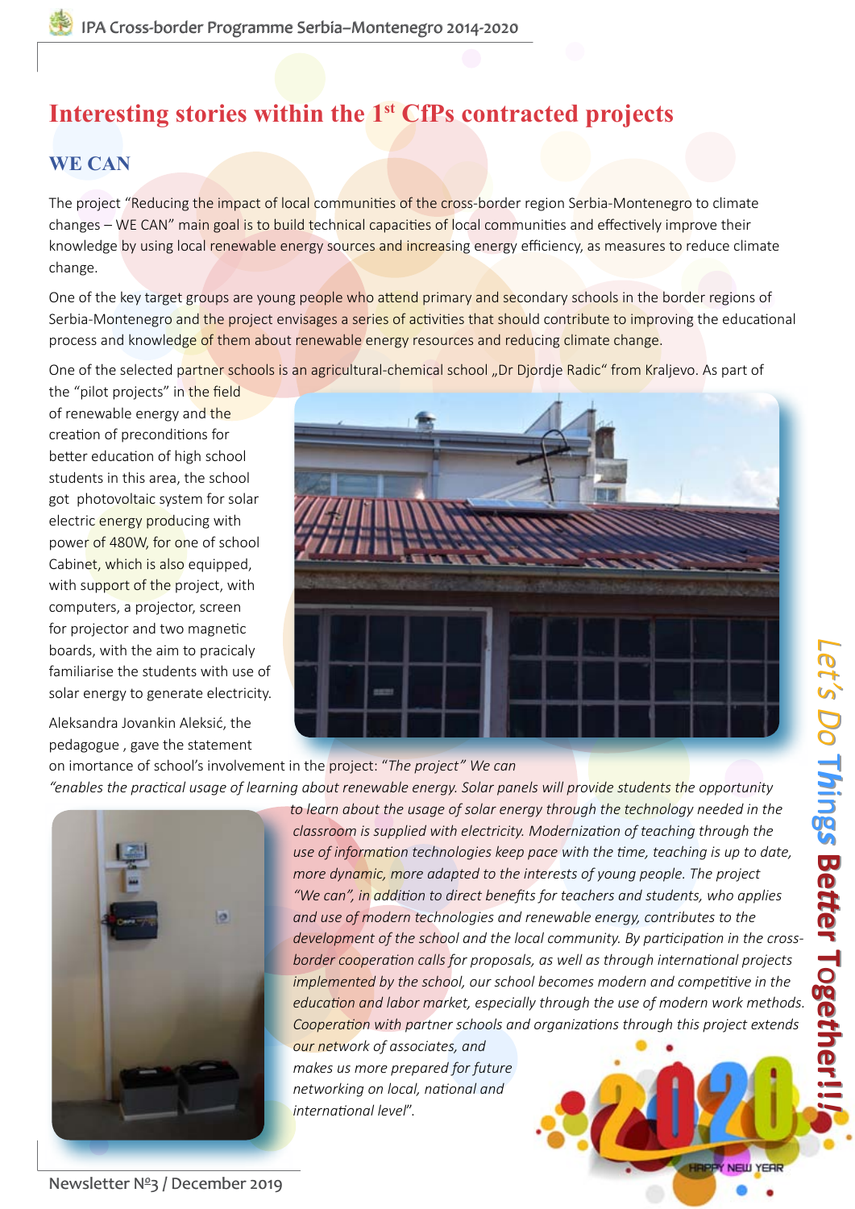# Interesting stories within the 1st CfPs contracted projects

## WE CAN

The project "Reducing the impact of local communities of the cross-border region Serbia-Montenegro to climate changes – WE CAN" main goal is to build technical capacities of local communities and effectively improve their knowledge by using local renewable energy sources and increasing energy efficiency, as measures to reduce climate change.

One of the key target groups are young people who attend primary and secondary schools in the border regions of Serbia-Montenegro and the project envisages a series of activities that should contribute to improving the educational process and knowledge of them about renewable energy resources and reducing climate change.

One of the selected partner schools is an agricultural-chemical school „Dr Djordje Radic" from Kraljevo. As part of the "pilot projects" in the field of renewable energy and the creation of preconditions for better education of high school students in this area, the school got photovoltaic system for solar electric energy producing with power of 480W, for one of school Cabinet, which is also equipped, with support of the project, with computers, a projector, screen for projector and two magnetic boards, with the aim to pracicaly familiarise the students with use of solar energy to generate electricity.

Aleksandra Jovankin Aleksić, the pedagogue , gave the statement on imortance of school's involvement in the project: "*The project" We can "enables the practical usage of learning about renewable energy. Solar panels will provide students the opportunity to learn about the usage of solar energy through the technology needed in the classroom is supplied with electricity. Modernization of teaching through the use of information technologies keep pace with the time, teaching is up to date, more dynamic, more adapted to the interests of young people. The project "We can", in addition to direct benefits for teachers and students, who applies and use of modern technologies and renewable energy, contributes to the development of the school and the local community. By participation in the cross-border cooperation calls for proposals, as well as through international projects implemented by the school, our school becomes modern and competitive in the education and labor market, especially through the use of modern work methods. Cooperation with partner schools and organizations through this project extends our network of associates, and makes us more prepared for future networking on local, national and international level*".

Let's Do Things Better Together!!!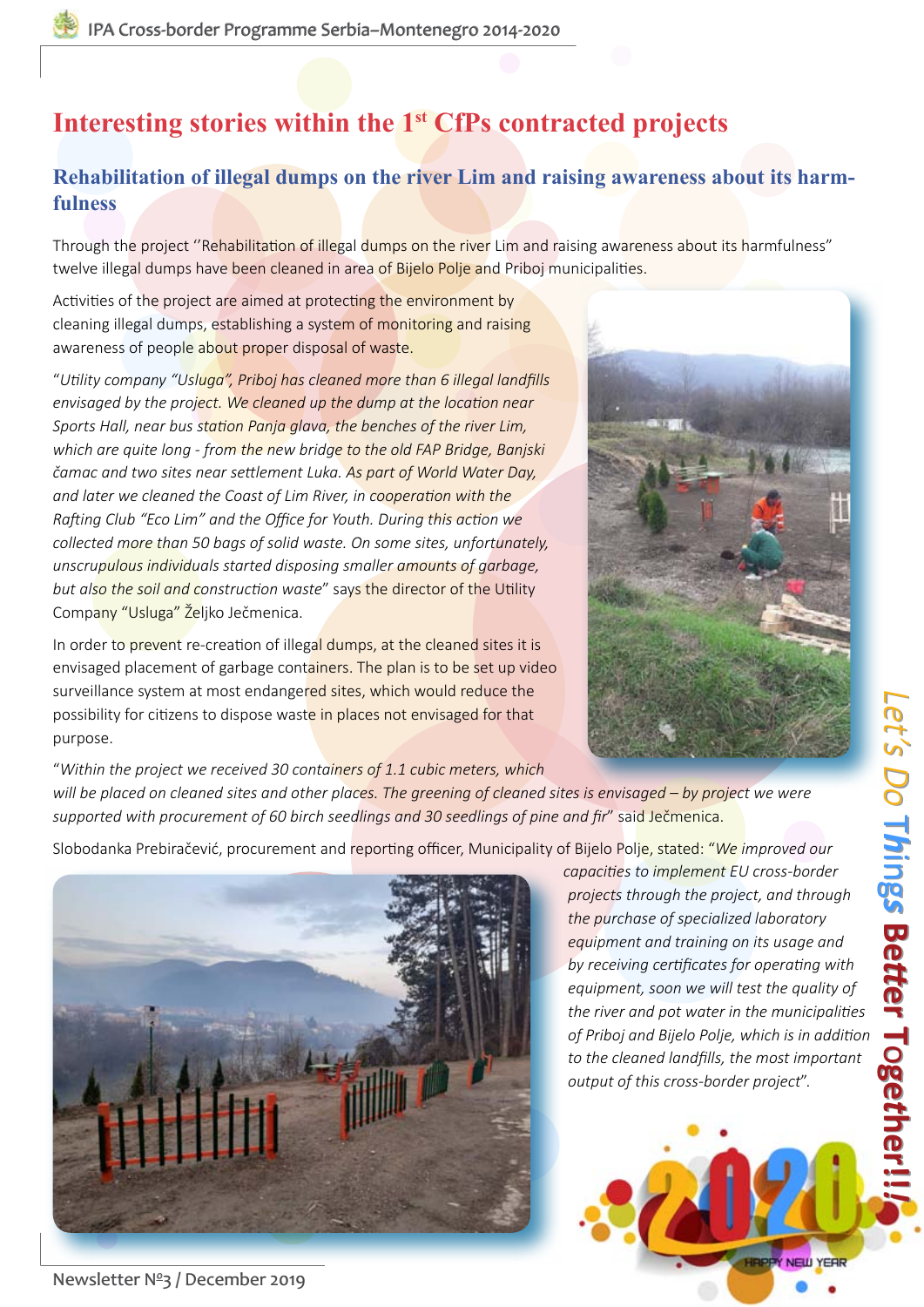# Interesting stories within the 1st CfPs contracted projects

## Rehabilitation of illegal dumps on the river Lim and raising awareness about its harmfulness

Through the project ''Rehabilitation of illegal dumps on the river Lim and raising awareness about its harmfulness" twelve illegal dumps have been cleaned in area of Bijelo Polje and Priboj municipalities.

Activities of the project are aimed at protecting the environment by cleaning illegal dumps, establishing a system of monitoring and raising awareness of people about proper disposal of waste.

"*Utility company "Usluga", Priboj has cleaned more than 6 illegal landfills envisaged by the project. We cleaned up the dump at the location near Sports Hall, near bus station Panja glava, the benches of the river Lim, which are quite long - from the new bridge to the old FAP Bridge, Banjski čamac and two sites near settlement Luka. As part of World Water Day, and later we cleaned the Coast of Lim River, in cooperation with the Rafting Club "Eco Lim" and the Office for Youth. During this action we collected more than 50 bags of solid waste. On some sites, unfortunately, unscrupulous individuals started disposing smaller amounts of garbage, but also the soil and construction waste*" says the director of the Utility Company "Usluga" Željko Ječmenica.

In order to prevent re-creation of illegal dumps, at the cleaned sites it is envisaged placement of garbage containers. The plan is to be set up video surveillance system at most endangered sites, which would reduce the possibility for citizens to dispose waste in places not envisaged for that purpose.

"*Within the project we received 30 containers of 1.1 cubic meters, which will be placed on cleaned sites and other places. The greening of cleaned sites is envisaged – by project we were supported with procurement of 60 birch seedlings and 30 seedlings of pine and fir*" said Ječmenica.

Slobodanka Prebiračević, procurement and reporting officer, Municipality of Bijelo Polje, stated: "*We improved our capacities to implement EU cross-border projects through the project, and through the purchase of specialized laboratory equipment and training on its usage and by receiving certificates for operating with equipment, soon we will test the quality of the river and pot water in the municipalities of Priboj and Bijelo Polje, which is in addition to the cleaned landfills, the most important output of this cross-border project*".

*Let's Do Things* **Better Together!!!**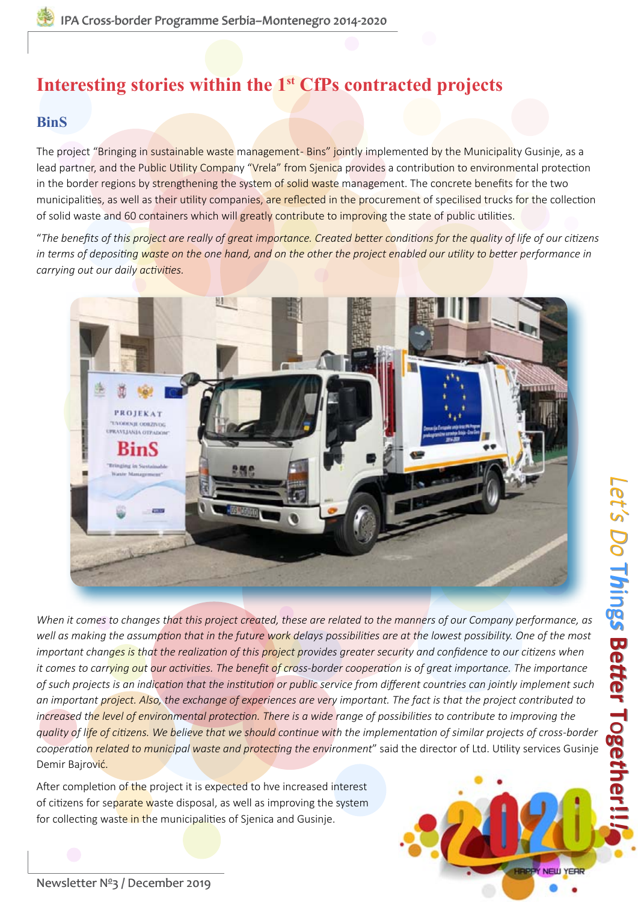# Interesting stories within the 1st CfPs contracted projects

## BinS

The project "Bringing in sustainable waste management- Bins" jointly implemented by the Municipality Gusinje, as a lead partner, and the Public Utility Company "Vrela" from Sjenica provides a contribution to environmental protection in the border regions by strengthening the system of solid waste management. The concrete benefits for the two municipalities, as well as their utility companies, are reflected in the procurement of specilised trucks for the collection of solid waste and 60 containers which will greatly contribute to improving the state of public utilities.

*"The benefits of this project are really of great importance. Created better conditions for the quality of life of our citizens in terms of depositing waste on the one hand, and on the other the project enabled our utility to better performance in carrying out our daily activities.*

*When it comes to changes that this project created, these are related to the manners of our Company performance, as well as making the assumption that in the future work delays possibilities are at the lowest possibility. One of the most important changes is that the realization of this project provides greater security and confidence to our citizens when it comes to carrying out our activities. The benefit of cross-border cooperation is of great importance. The importance of such projects is an indication that the institution or public service from different countries can jointly implement such an important project. Also, the exchange of experiences are very important. The fact is that the project contributed to increased the level of environmental protection. There is a wide range of possibilities to contribute to improving the quality of life of citizens. We believe that we should continue with the implementation of similar projects of cross-border cooperation related to municipal waste and protecting the environment*" said the director of Ltd. Utility services Gusinje Demir Bajrović.

After completion of the project it is expected to hve increased interest of citizens for separate waste disposal, as well as improving the system for collecting waste in the municipalities of Sjenica and Gusinje.

Let's Do Things Better Together!!!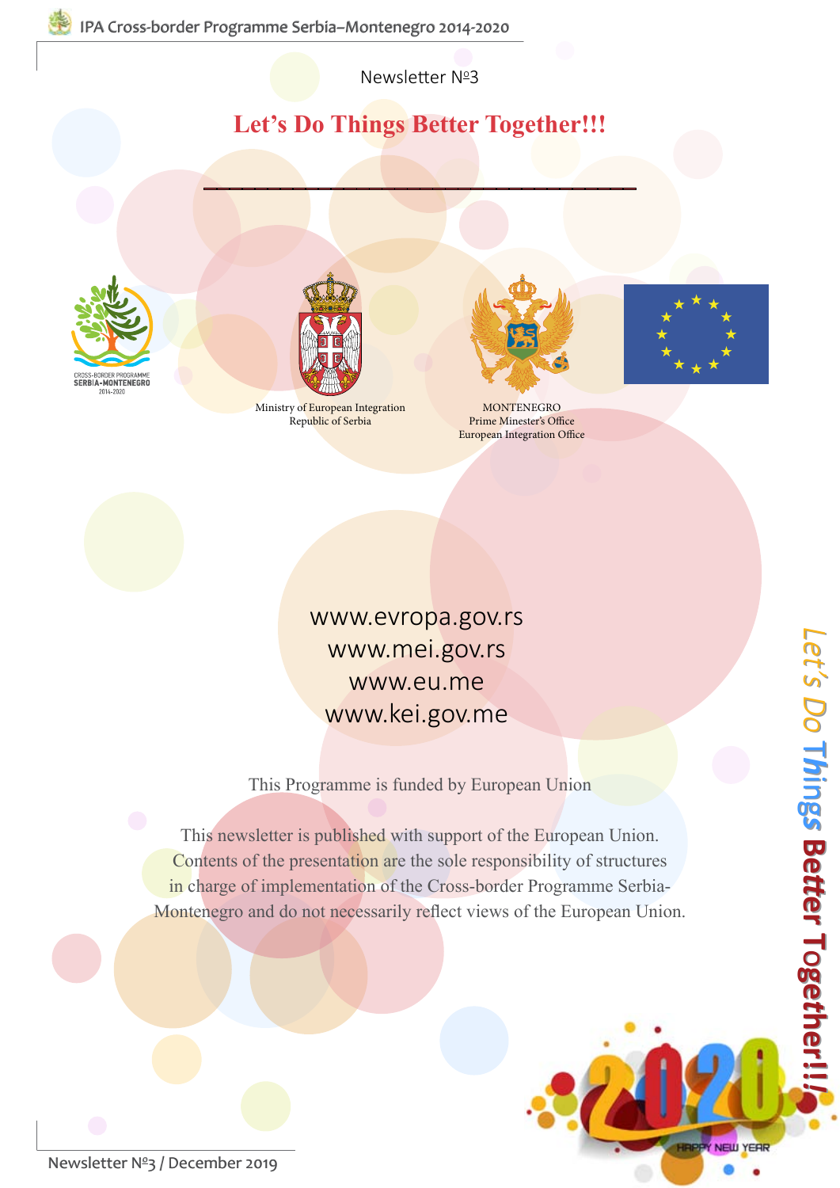Newsletter №3

# Let's Do Things Better Together!!!

CROSS-BORDER PROGRAMME
SERBIA-MONTENEGRO
2014-2020

Ministry of European Integration
Republic of Serbia

MONTENEGRO
Prime Minester's Office
European Integration Office

www.evropa.gov.rs
www.mei.gov.rs
www.eu.me
www.kei.gov.me

This Programme is funded by European Union

This newsletter is published with support of the European Union. Contents of the presentation are the sole responsibility of structures in charge of implementation of the Cross-border Programme Serbia-Montenegro and do not necessarily reflect views of the European Union.

*Let's Do* **Things Better Together!!!**

2020 HAPPY NEW YEAR